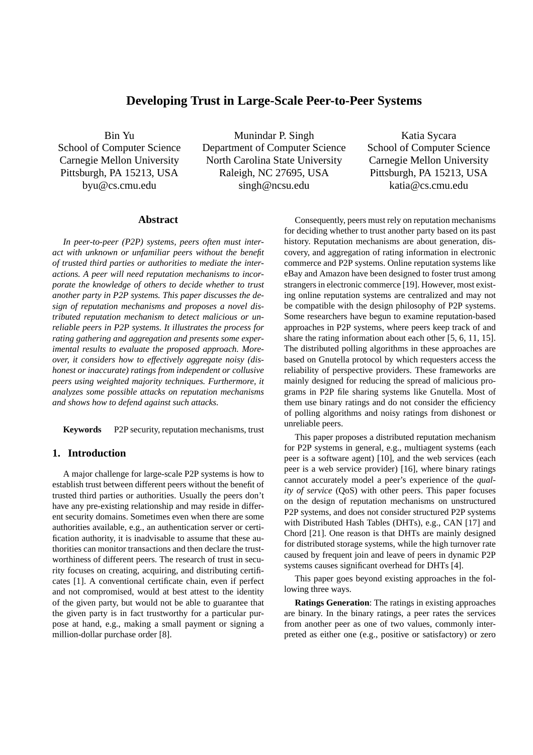# Developing Trust in Large-Scale Peer-to-Peer Systems

Bin Yu
School of Computer Science
Carnegie Mellon University
Pittsburgh, PA 15213, USA
byu@cs.cmu.edu

Munindar P. Singh
Department of Computer Science
North Carolina State University
Raleigh, NC 27695, USA
singh@ncsu.edu

Katia Sycara
School of Computer Science
Carnegie Mellon University
Pittsburgh, PA 15213, USA
katia@cs.cmu.edu

## Abstract

*In peer-to-peer (P2P) systems, peers often must interact with unknown or unfamiliar peers without the benefit of trusted third parties or authorities to mediate the interactions. A peer will need reputation mechanisms to incorporate the knowledge of others to decide whether to trust another party in P2P systems. This paper discusses the design of reputation mechanisms and proposes a novel distributed reputation mechanism to detect malicious or unreliable peers in P2P systems. It illustrates the process for rating gathering and aggregation and presents some experimental results to evaluate the proposed approach. Moreover, it considers how to effectively aggregate noisy (dishonest or inaccurate) ratings from independent or collusive peers using weighted majority techniques. Furthermore, it analyzes some possible attacks on reputation mechanisms and shows how to defend against such attacks.*

**Keywords** P2P security, reputation mechanisms, trust

## 1. Introduction

A major challenge for large-scale P2P systems is how to establish trust between different peers without the benefit of trusted third parties or authorities. Usually the peers don't have any pre-existing relationship and may reside in different security domains. Sometimes even when there are some authorities available, e.g., an authentication server or certification authority, it is inadvisable to assume that these authorities can monitor transactions and then declare the trustworthiness of different peers. The research of trust in security focuses on creating, acquiring, and distributing certificates [1]. A conventional certificate chain, even if perfect and not compromised, would at best attest to the identity of the given party, but would not be able to guarantee that the given party is in fact trustworthy for a particular purpose at hand, e.g., making a small payment or signing a million-dollar purchase order [8].

Consequently, peers must rely on reputation mechanisms for deciding whether to trust another party based on its past history. Reputation mechanisms are about generation, discovery, and aggregation of rating information in electronic commerce and P2P systems. Online reputation systems like eBay and Amazon have been designed to foster trust among strangers in electronic commerce [19]. However, most existing online reputation systems are centralized and may not be compatible with the design philosophy of P2P systems. Some researchers have begun to examine reputation-based approaches in P2P systems, where peers keep track of and share the rating information about each other [5, 6, 11, 15]. The distributed polling algorithms in these approaches are based on Gnutella protocol by which requesters access the reliability of perspective providers. These frameworks are mainly designed for reducing the spread of malicious programs in P2P file sharing systems like Gnutella. Most of them use binary ratings and do not consider the efficiency of polling algorithms and noisy ratings from dishonest or unreliable peers.

This paper proposes a distributed reputation mechanism for P2P systems in general, e.g., multiagent systems (each peer is a software agent) [10], and the web services (each peer is a web service provider) [16], where binary ratings cannot accurately model a peer's experience of the *quality of service* (QoS) with other peers. This paper focuses on the design of reputation mechanisms on unstructured P2P systems, and does not consider structured P2P systems with Distributed Hash Tables (DHTs), e.g., CAN [17] and Chord [21]. One reason is that DHTs are mainly designed for distributed storage systems, while the high turnover rate caused by frequent join and leave of peers in dynamic P2P systems causes significant overhead for DHTs [4].

This paper goes beyond existing approaches in the following three ways.

**Ratings Generation**: The ratings in existing approaches are binary. In the binary ratings, a peer rates the services from another peer as one of two values, commonly interpreted as either one (e.g., positive or satisfactory) or zero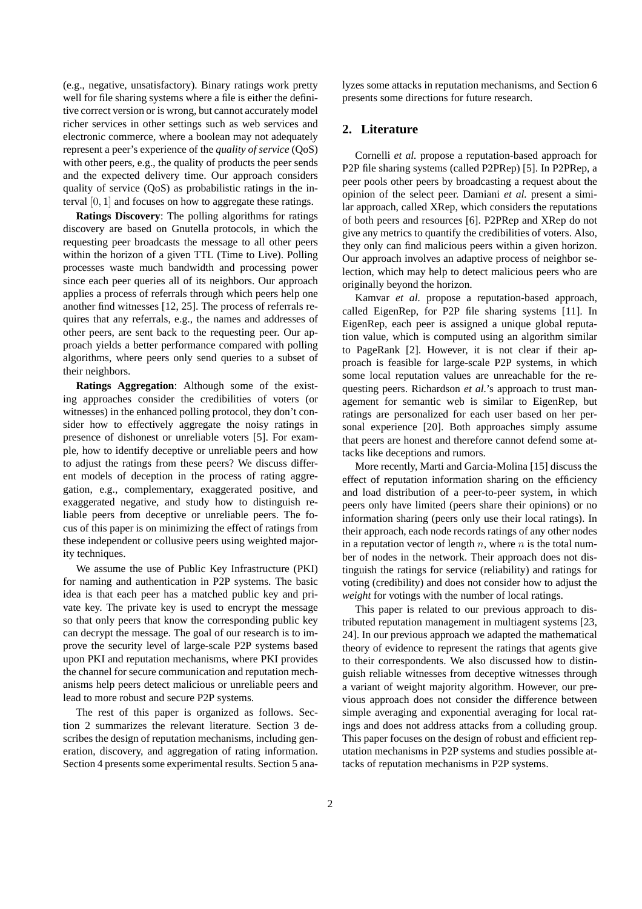(e.g., negative, unsatisfactory). Binary ratings work pretty well for file sharing systems where a file is either the definitive correct version or is wrong, but cannot accurately model richer services in other settings such as web services and electronic commerce, where a boolean may not adequately represent a peer's experience of the *quality of service* (QoS) with other peers, e.g., the quality of products the peer sends and the expected delivery time. Our approach considers quality of service (QoS) as probabilistic ratings in the interval $[0, 1]$ and focuses on how to aggregate these ratings.

**Ratings Discovery**: The polling algorithms for ratings discovery are based on Gnutella protocols, in which the requesting peer broadcasts the message to all other peers within the horizon of a given TTL (Time to Live). Polling processes waste much bandwidth and processing power since each peer queries all of its neighbors. Our approach applies a process of referrals through which peers help one another find witnesses [12, 25]. The process of referrals requires that any referrals, e.g., the names and addresses of other peers, are sent back to the requesting peer. Our approach yields a better performance compared with polling algorithms, where peers only send queries to a subset of their neighbors.

**Ratings Aggregation**: Although some of the existing approaches consider the credibilities of voters (or witnesses) in the enhanced polling protocol, they don't consider how to effectively aggregate the noisy ratings in presence of dishonest or unreliable voters [5]. For example, how to identify deceptive or unreliable peers and how to adjust the ratings from these peers? We discuss different models of deception in the process of rating aggregation, e.g., complementary, exaggerated positive, and exaggerated negative, and study how to distinguish reliable peers from deceptive or unreliable peers. The focus of this paper is on minimizing the effect of ratings from these independent or collusive peers using weighted majority techniques.

We assume the use of Public Key Infrastructure (PKI) for naming and authentication in P2P systems. The basic idea is that each peer has a matched public key and private key. The private key is used to encrypt the message so that only peers that know the corresponding public key can decrypt the message. The goal of our research is to improve the security level of large-scale P2P systems based upon PKI and reputation mechanisms, where PKI provides the channel for secure communication and reputation mechanisms help peers detect malicious or unreliable peers and lead to more robust and secure P2P systems.

The rest of this paper is organized as follows. Section 2 summarizes the relevant literature. Section 3 describes the design of reputation mechanisms, including generation, discovery, and aggregation of rating information. Section 4 presents some experimental results. Section 5 analyzes some attacks in reputation mechanisms, and Section 6 presents some directions for future research.

## 2. Literature

Cornelli *et al.* propose a reputation-based approach for P2P file sharing systems (called P2PRep) [5]. In P2PRep, a peer pools other peers by broadcasting a request about the opinion of the select peer. Damiani *et al.* present a similar approach, called XRep, which considers the reputations of both peers and resources [6]. P2PRep and XRep do not give any metrics to quantify the credibilities of voters. Also, they only can find malicious peers within a given horizon. Our approach involves an adaptive process of neighbor selection, which may help to detect malicious peers who are originally beyond the horizon.

Kamvar *et al.* propose a reputation-based approach, called EigenRep, for P2P file sharing systems [11]. In EigenRep, each peer is assigned a unique global reputation value, which is computed using an algorithm similar to PageRank [2]. However, it is not clear if their approach is feasible for large-scale P2P systems, in which some local reputation values are unreachable for the requesting peers. Richardson *et al.*'s approach to trust management for semantic web is similar to EigenRep, but ratings are personalized for each user based on her personal experience [20]. Both approaches simply assume that peers are honest and therefore cannot defend some attacks like deceptions and rumors.

More recently, Marti and Garcia-Molina [15] discuss the effect of reputation information sharing on the efficiency and load distribution of a peer-to-peer system, in which peers only have limited (peers share their opinions) or no information sharing (peers only use their local ratings). In their approach, each node records ratings of any other nodes in a reputation vector of length $n$, where $n$ is the total number of nodes in the network. Their approach does not distinguish the ratings for service (reliability) and ratings for voting (credibility) and does not consider how to adjust the *weight* for votings with the number of local ratings.

This paper is related to our previous approach to distributed reputation management in multiagent systems [23, 24]. In our previous approach we adapted the mathematical theory of evidence to represent the ratings that agents give to their correspondents. We also discussed how to distinguish reliable witnesses from deceptive witnesses through a variant of weight majority algorithm. However, our previous approach does not consider the difference between simple averaging and exponential averaging for local ratings and does not address attacks from a colluding group. This paper focuses on the design of robust and efficient reputation mechanisms in P2P systems and studies possible attacks of reputation mechanisms in P2P systems.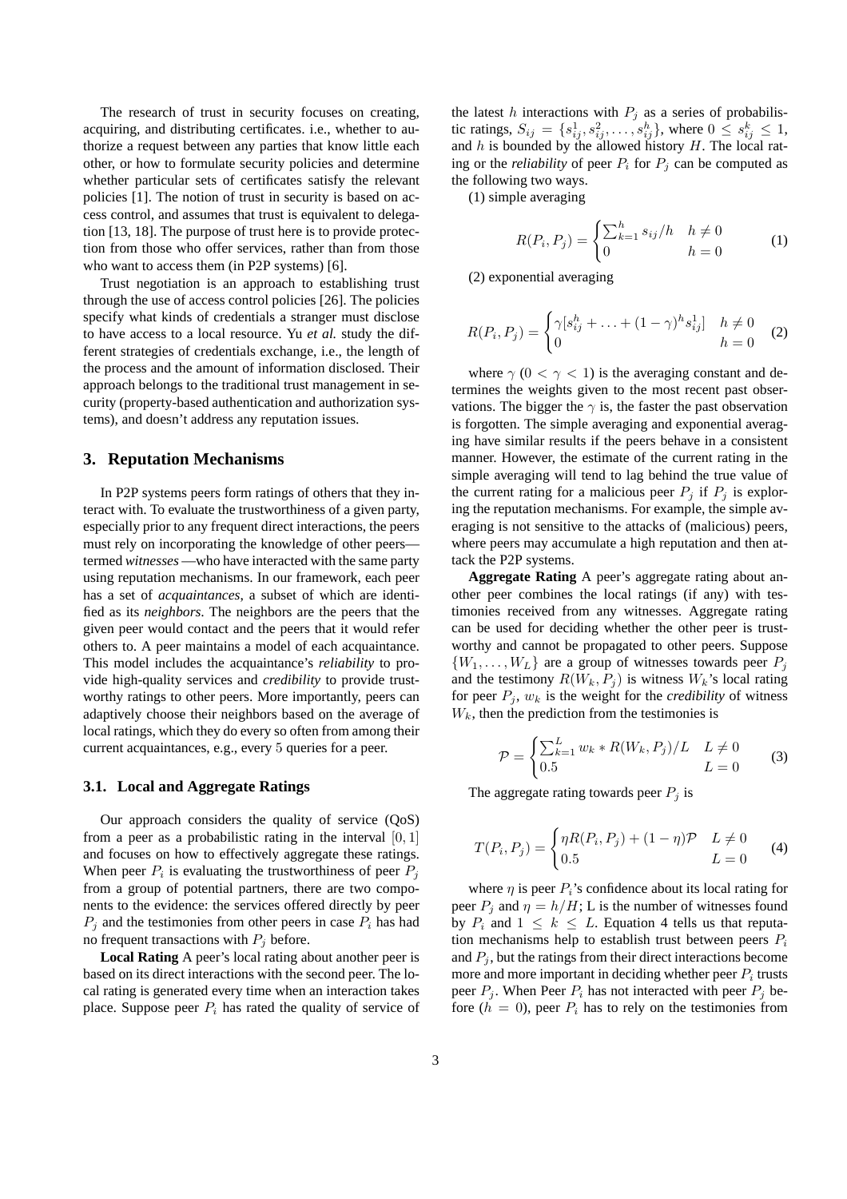The research of trust in security focuses on creating, acquiring, and distributing certificates. i.e., whether to authorize a request between any parties that know little each other, or how to formulate security policies and determine whether particular sets of certificates satisfy the relevant policies [1]. The notion of trust in security is based on access control, and assumes that trust is equivalent to delegation [13, 18]. The purpose of trust here is to provide protection from those who offer services, rather than from those who want to access them (in P2P systems) [6].

Trust negotiation is an approach to establishing trust through the use of access control policies [26]. The policies specify what kinds of credentials a stranger must disclose to have access to a local resource. Yu *et al.* study the different strategies of credentials exchange, i.e., the length of the process and the amount of information disclosed. Their approach belongs to the traditional trust management in security (property-based authentication and authorization systems), and doesn't address any reputation issues.

## 3. Reputation Mechanisms

In P2P systems peers form ratings of others that they interact with. To evaluate the trustworthiness of a given party, especially prior to any frequent direct interactions, the peers must rely on incorporating the knowledge of other peers—termed *witnesses* —who have interacted with the same party using reputation mechanisms. In our framework, each peer has a set of *acquaintances*, a subset of which are identified as its *neighbors*. The neighbors are the peers that the given peer would contact and the peers that it would refer others to. A peer maintains a model of each acquaintance. This model includes the acquaintance's *reliability* to provide high-quality services and *credibility* to provide trustworthy ratings to other peers. More importantly, peers can adaptively choose their neighbors based on the average of local ratings, which they do every so often from among their current acquaintances, e.g., every $5$ queries for a peer.

### 3.1. Local and Aggregate Ratings

Our approach considers the quality of service (QoS) from a peer as a probabilistic rating in the interval $[0, 1]$ and focuses on how to effectively aggregate these ratings. When peer $P_i$ is evaluating the trustworthiness of peer $P_j$ from a group of potential partners, there are two components to the evidence: the services offered directly by peer $P_j$ and the testimonies from other peers in case $P_i$ has had no frequent transactions with $P_j$ before.

**Local Rating** A peer's local rating about another peer is based on its direct interactions with the second peer. The local rating is generated every time when an interaction takes place. Suppose peer $P_i$ has rated the quality of service of the latest $h$ interactions with $P_j$ as a series of probabilistic ratings, $S_{ij} = \{s_{ij}^1, s_{ij}^2, \ldots, s_{ij}^h\}$, where $0 \leq s_{ij}^k \leq 1$, and $h$ is bounded by the allowed history $H$. The local rating or the *reliability* of peer $P_i$ for $P_j$ can be computed as the following two ways.

(1) simple averaging

$$R(P_i, P_j) = \begin{cases} \sum_{k=1}^{h} s_{ij}/h & h \neq 0 \\ 0 & h = 0 \end{cases} \tag{1}$$

(2) exponential averaging

$$R(P_i, P_j) = \begin{cases} \gamma[s_{ij}^h + \ldots + (1-\gamma)^h s_{ij}^1] & h \neq 0 \\ 0 & h = 0 \end{cases} \tag{2}$$

where $\gamma$ ($0 < \gamma < 1$) is the averaging constant and determines the weights given to the most recent past observations. The bigger the $\gamma$ is, the faster the past observation is forgotten. The simple averaging and exponential averaging have similar results if the peers behave in a consistent manner. However, the estimate of the current rating in the simple averaging will tend to lag behind the true value of the current rating for a malicious peer $P_j$ if $P_j$ is exploring the reputation mechanisms. For example, the simple averaging is not sensitive to the attacks of (malicious) peers, where peers may accumulate a high reputation and then attack the P2P systems.

**Aggregate Rating** A peer's aggregate rating about another peer combines the local ratings (if any) with testimonies received from any witnesses. Aggregate rating can be used for deciding whether the other peer is trustworthy and cannot be propagated to other peers. Suppose $\{W_1, \ldots, W_L\}$ are a group of witnesses towards peer $P_j$ and the testimony $R(W_k, P_j)$ is witness $W_k$'s local rating for peer $P_j$, $w_k$ is the weight for the *credibility* of witness $W_k$, then the prediction from the testimonies is

$$\mathcal{P} = \begin{cases} \sum_{k=1}^{L} w_k * R(W_k, P_j)/L & L \neq 0 \\ 0.5 & L = 0 \end{cases} \tag{3}$$

The aggregate rating towards peer $P_j$ is

$$T(P_i, P_j) = \begin{cases} \eta R(P_i, P_j) + (1-\eta)\mathcal{P} & L \neq 0 \\ 0.5 & L = 0 \end{cases} \tag{4}$$

where $\eta$ is peer $P_i$'s confidence about its local rating for peer $P_j$ and $\eta = h/H$; L is the number of witnesses found by $P_i$ and $1 \leq k \leq L$. Equation 4 tells us that reputation mechanisms help to establish trust between peers $P_i$ and $P_j$, but the ratings from their direct interactions become more and more important in deciding whether peer $P_i$ trusts peer $P_j$. When Peer $P_i$ has not interacted with peer $P_j$ before ($h = 0$), peer $P_i$ has to rely on the testimonies from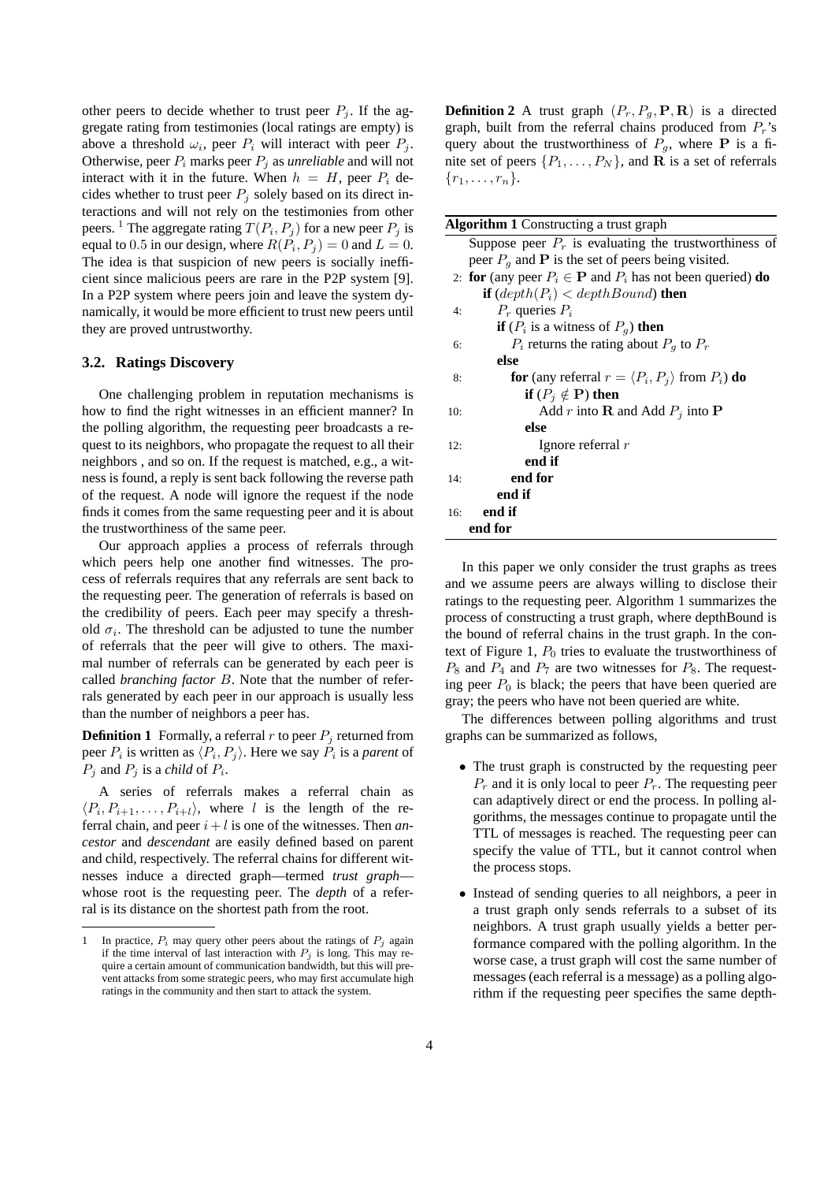other peers to decide whether to trust peer $P_j$. If the aggregate rating from testimonies (local ratings are empty) is above a threshold $\omega_i$, peer $P_i$ will interact with peer $P_j$. Otherwise, peer $P_i$ marks peer $P_j$ as *unreliable* and will not interact with it in the future. When $h = H$, peer $P_i$ decides whether to trust peer $P_j$ solely based on its direct interactions and will not rely on the testimonies from other peers. [1] The aggregate rating $T(P_i, P_j)$ for a new peer $P_j$ is equal to $0.5$ in our design, where $R(P_i, P_j) = 0$ and $L = 0$. The idea is that suspicion of new peers is socially inefficient since malicious peers are rare in the P2P system [9]. In a P2P system where peers join and leave the system dynamically, it would be more efficient to trust new peers until they are proved untrustworthy.

### 3.2. Ratings Discovery

One challenging problem in reputation mechanisms is how to find the right witnesses in an efficient manner? In the polling algorithm, the requesting peer broadcasts a request to its neighbors, who propagate the request to all their neighbors , and so on. If the request is matched, e.g., a witness is found, a reply is sent back following the reverse path of the request. A node will ignore the request if the node finds it comes from the same requesting peer and it is about the trustworthiness of the same peer.

Our approach applies a process of referrals through which peers help one another find witnesses. The process of referrals requires that any referrals are sent back to the requesting peer. The generation of referrals is based on the credibility of peers. Each peer may specify a threshold $\sigma_i$. The threshold can be adjusted to tune the number of referrals that the peer will give to others. The maximal number of referrals can be generated by each peer is called *branching factor* $B$. Note that the number of referrals generated by each peer in our approach is usually less than the number of neighbors a peer has.

**Definition 1** Formally, a referral $r$ to peer $P_j$ returned from peer $P_i$ is written as $\langle P_i, P_j \rangle$. Here we say $P_i$ is a *parent* of $P_j$ and $P_j$ is a *child* of $P_i$.

A series of referrals makes a referral chain as $\langle P_i, P_{i+1}, \ldots, P_{i+l} \rangle$, where $l$ is the length of the referral chain, and peer $i + l$ is one of the witnesses. Then *ancestor* and *descendant* are easily defined based on parent and child, respectively. The referral chains for different witnesses induce a directed graph—termed *trust graph*—whose root is the requesting peer. The *depth* of a referral is its distance on the shortest path from the root.

[1] In practice, $P_i$ may query other peers about the ratings of $P_j$ again if the time interval of last interaction with $P_j$ is long. This may require a certain amount of communication bandwidth, but this will prevent attacks from some strategic peers, who may first accumulate high ratings in the community and then start to attack the system.

**Definition 2** A trust graph $(P_r, P_g, \mathbf{P}, \mathbf{R})$ is a directed graph, built from the referral chains produced from $P_r$'s query about the trustworthiness of $P_g$, where $\mathbf{P}$ is a finite set of peers $\{P_1, \ldots, P_N\}$, and $\mathbf{R}$ is a set of referrals $\{r_1, \ldots, r_n\}$.

**Algorithm 1** Constructing a trust graph

```
    Suppose peer P_r is evaluating the trustworthiness of
    peer P_g and P is the set of peers being visited.
 2: for (any peer P_i ∈ P and P_i has not been queried) do
      if (depth(P_i) < depthBound) then
 4:     P_r queries P_i
        if (P_i is a witness of P_g) then
 6:       P_i returns the rating about P_g to P_r
        else
 8:       for (any referral r = ⟨P_i, P_j⟩ from P_i) do
            if (P_j ∉ P) then
10:           Add r into R and Add P_j into P
            else
12:           Ignore referral r
            end if
14:       end for
        end if
16:   end if
    end for
```

In this paper we only consider the trust graphs as trees and we assume peers are always willing to disclose their ratings to the requesting peer. Algorithm 1 summarizes the process of constructing a trust graph, where depthBound is the bound of referral chains in the trust graph. In the context of Figure 1, $P_0$ tries to evaluate the trustworthiness of $P_8$ and $P_4$ and $P_7$ are two witnesses for $P_8$. The requesting peer $P_0$ is black; the peers that have been queried are gray; the peers who have not been queried are white.

The differences between polling algorithms and trust graphs can be summarized as follows,

- The trust graph is constructed by the requesting peer $P_r$ and it is only local to peer $P_r$. The requesting peer can adaptively direct or end the process. In polling algorithms, the messages continue to propagate until the TTL of messages is reached. The requesting peer can specify the value of TTL, but it cannot control when the process stops.
- Instead of sending queries to all neighbors, a peer in a trust graph only sends referrals to a subset of its neighbors. A trust graph usually yields a better performance compared with the polling algorithm. In the worse case, a trust graph will cost the same number of messages (each referral is a message) as a polling algorithm if the requesting peer specifies the same depth-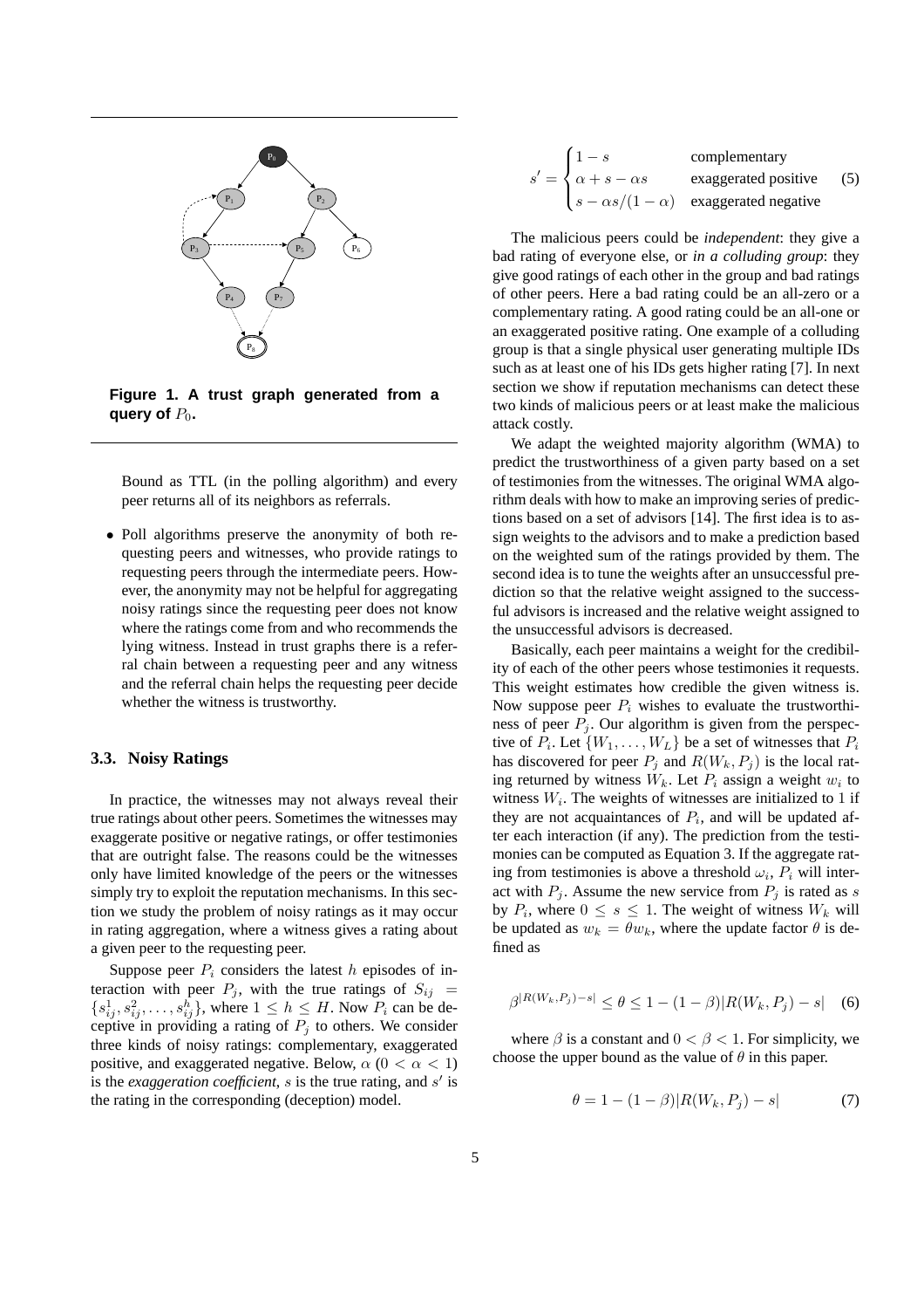**Figure 1. A trust graph generated from a query of $P_0$.**

Bound as TTL (in the polling algorithm) and every peer returns all of its neighbors as referrals.

- Poll algorithms preserve the anonymity of both requesting peers and witnesses, who provide ratings to requesting peers through the intermediate peers. However, the anonymity may not be helpful for aggregating noisy ratings since the requesting peer does not know where the ratings come from and who recommends the lying witness. Instead in trust graphs there is a referral chain between a requesting peer and any witness and the referral chain helps the requesting peer decide whether the witness is trustworthy.

### 3.3. Noisy Ratings

In practice, the witnesses may not always reveal their true ratings about other peers. Sometimes the witnesses may exaggerate positive or negative ratings, or offer testimonies that are outright false. The reasons could be the witnesses only have limited knowledge of the peers or the witnesses simply try to exploit the reputation mechanisms. In this section we study the problem of noisy ratings as it may occur in rating aggregation, where a witness gives a rating about a given peer to the requesting peer.

Suppose peer $P_i$ considers the latest $h$ episodes of interaction with peer $P_j$, with the true ratings of $S_{ij} = \{s_{ij}^1, s_{ij}^2, \ldots, s_{ij}^h\}$, where $1 \leq h \leq H$. Now $P_i$ can be deceptive in providing a rating of $P_j$ to others. We consider three kinds of noisy ratings: complementary, exaggerated positive, and exaggerated negative. Below, $\alpha$ ($0 < \alpha < 1$) is the *exaggeration coefficient*, $s$ is the true rating, and $s'$ is the rating in the corresponding (deception) model.

$$s' = \begin{cases} 1 - s & \text{complementary} \\ \alpha + s - \alpha s & \text{exaggerated positive} \\ s - \alpha s/(1-\alpha) & \text{exaggerated negative} \end{cases} \quad (5)$$

The malicious peers could be *independent*: they give a bad rating of everyone else, or *in a colluding group*: they give good ratings of each other in the group and bad ratings of other peers. Here a bad rating could be an all-zero or a complementary rating. A good rating could be an all-one or an exaggerated positive rating. One example of a colluding group is that a single physical user generating multiple IDs such as at least one of his IDs gets higher rating [7]. In next section we show if reputation mechanisms can detect these two kinds of malicious peers or at least make the malicious attack costly.

We adapt the weighted majority algorithm (WMA) to predict the trustworthiness of a given party based on a set of testimonies from the witnesses. The original WMA algorithm deals with how to make an improving series of predictions based on a set of advisors [14]. The first idea is to assign weights to the advisors and to make a prediction based on the weighted sum of the ratings provided by them. The second idea is to tune the weights after an unsuccessful prediction so that the relative weight assigned to the successful advisors is increased and the relative weight assigned to the unsuccessful advisors is decreased.

Basically, each peer maintains a weight for the credibility of each of the other peers whose testimonies it requests. This weight estimates how credible the given witness is. Now suppose peer $P_i$ wishes to evaluate the trustworthiness of peer $P_j$. Our algorithm is given from the perspective of $P_i$. Let $\{W_1, \ldots, W_L\}$ be a set of witnesses that $P_i$ has discovered for peer $P_j$ and $R(W_k, P_j)$ is the local rating returned by witness $W_k$. Let $P_i$ assign a weight $w_i$ to witness $W_i$. The weights of witnesses are initialized to 1 if they are not acquaintances of $P_i$, and will be updated after each interaction (if any). The prediction from the testimonies can be computed as Equation 3. If the aggregate rating from testimonies is above a threshold $\omega_i$, $P_i$ will interact with $P_j$. Assume the new service from $P_j$ is rated as $s$ by $P_i$, where $0 \leq s \leq 1$. The weight of witness $W_k$ will be updated as $w_k = \theta w_k$, where the update factor $\theta$ is defined as

$$\beta^{|R(W_k,P_j)-s|} \leq \theta \leq 1 - (1-\beta)|R(W_k, P_j) - s| \quad (6)$$

where $\beta$ is a constant and $0 < \beta < 1$. For simplicity, we choose the upper bound as the value of $\theta$ in this paper.

$$\theta = 1 - (1-\beta)|R(W_k, P_j) - s| \quad (7)$$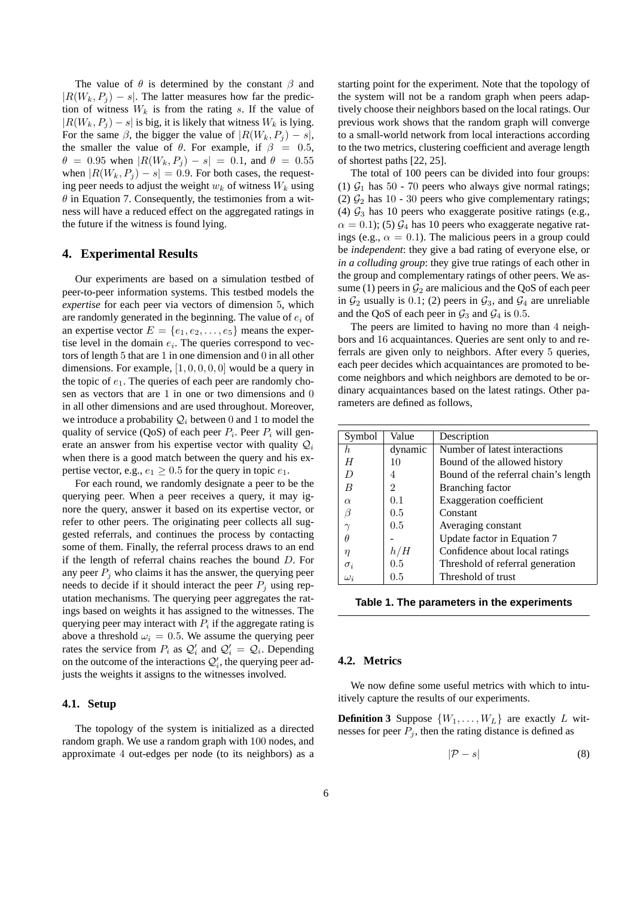The value of $\theta$ is determined by the constant $\beta$ and $|R(W_k, P_j) - s|$. The latter measures how far the prediction of witness $W_k$ is from the rating $s$. If the value of $|R(W_k, P_j) - s|$ is big, it is likely that witness $W_k$ is lying. For the same $\beta$, the bigger the value of $|R(W_k, P_j) - s|$, the smaller the value of $\theta$. For example, if $\beta = 0.5$, $\theta = 0.95$ when $|R(W_k, P_j) - s| = 0.1$, and $\theta = 0.55$ when $|R(W_k, P_j) - s| = 0.9$. For both cases, the requesting peer needs to adjust the weight $w_k$ of witness $W_k$ using $\theta$ in Equation 7. Consequently, the testimonies from a witness will have a reduced effect on the aggregated ratings in the future if the witness is found lying.

## 4. Experimental Results

Our experiments are based on a simulation testbed of peer-to-peer information systems. This testbed models the *expertise* for each peer via vectors of dimension 5, which are randomly generated in the beginning. The value of $e_i$ of an expertise vector $E = \{e_1, e_2, \ldots, e_5\}$ means the expertise level in the domain $e_i$. The queries correspond to vectors of length 5 that are 1 in one dimension and 0 in all other dimensions. For example, $[1, 0, 0, 0, 0]$ would be a query in the topic of $e_1$. The queries of each peer are randomly chosen as vectors that are 1 in one or two dimensions and 0 in all other dimensions and are used throughout. Moreover, we introduce a probability $\mathcal{Q}_i$ between 0 and 1 to model the quality of service (QoS) of each peer $P_i$. Peer $P_i$ will generate an answer from his expertise vector with quality $\mathcal{Q}_i$ when there is a good match between the query and his expertise vector, e.g., $e_1 \geq 0.5$ for the query in topic $e_1$.

For each round, we randomly designate a peer to be the querying peer. When a peer receives a query, it may ignore the query, answer it based on its expertise vector, or refer to other peers. The originating peer collects all suggested referrals, and continues the process by contacting some of them. Finally, the referral process draws to an end if the length of referral chains reaches the bound $D$. For any peer $P_j$ who claims it has the answer, the querying peer needs to decide if it should interact the peer $P_j$ using reputation mechanisms. The querying peer aggregates the ratings based on weights it has assigned to the witnesses. The querying peer may interact with $P_i$ if the aggregate rating is above a threshold $\omega_i = 0.5$. We assume the querying peer rates the service from $P_i$ as $\mathcal{Q}'_i$ and $\mathcal{Q}'_i = \mathcal{Q}_i$. Depending on the outcome of the interactions $\mathcal{Q}'_i$, the querying peer adjusts the weights it assigns to the witnesses involved.

### 4.1. Setup

The topology of the system is initialized as a directed random graph. We use a random graph with 100 nodes, and approximate 4 out-edges per node (to its neighbors) as a starting point for the experiment. Note that the topology of the system will not be a random graph when peers adaptively choose their neighbors based on the local ratings. Our previous work shows that the random graph will converge to a small-world network from local interactions according to the two metrics, clustering coefficient and average length of shortest paths [22, 25].

The total of 100 peers can be divided into four groups: (1) $\mathcal{G}_1$ has 50 - 70 peers who always give normal ratings; (2) $\mathcal{G}_2$ has 10 - 30 peers who give complementary ratings; (4) $\mathcal{G}_3$ has 10 peers who exaggerate positive ratings (e.g., $\alpha = 0.1$); (5) $\mathcal{G}_4$ has 10 peers who exaggerate negative ratings (e.g., $\alpha = 0.1$). The malicious peers in a group could be *independent*: they give a bad rating of everyone else, or *in a colluding group*: they give true ratings of each other in the group and complementary ratings of other peers. We assume (1) peers in $\mathcal{G}_2$ are malicious and the QoS of each peer in $\mathcal{G}_2$ usually is 0.1; (2) peers in $\mathcal{G}_3$, and $\mathcal{G}_4$ are unreliable and the QoS of each peer in $\mathcal{G}_3$ and $\mathcal{G}_4$ is 0.5.

The peers are limited to having no more than 4 neighbors and 16 acquaintances. Queries are sent only to and referrals are given only to neighbors. After every 5 queries, each peer decides which acquaintances are promoted to become neighbors and which neighbors are demoted to be ordinary acquaintances based on the latest ratings. Other parameters are defined as follows,

| Symbol | Value | Description |
|---|---|---|
| $h$ | dynamic | Number of latest interactions |
| $H$ | 10 | Bound of the allowed history |
| $D$ | 4 | Bound of the referral chain's length |
| $B$ | 2 | Branching factor |
| $\alpha$ | 0.1 | Exaggeration coefficient |
| $\beta$ | 0.5 | Constant |
| $\gamma$ | 0.5 | Averaging constant |
| $\theta$ | - | Update factor in Equation 7 |
| $\eta$ | $h/H$ | Confidence about local ratings |
| $\sigma_i$ | 0.5 | Threshold of referral generation |
| $\omega_i$ | 0.5 | Threshold of trust |

**Table 1. The parameters in the experiments**

### 4.2. Metrics

We now define some useful metrics with which to intuitively capture the results of our experiments.

**Definition 3** Suppose $\{W_1, \ldots, W_L\}$ are exactly $L$ witnesses for peer $P_j$, then the rating distance is defined as

$$|\mathcal{P} - s| \tag{8}$$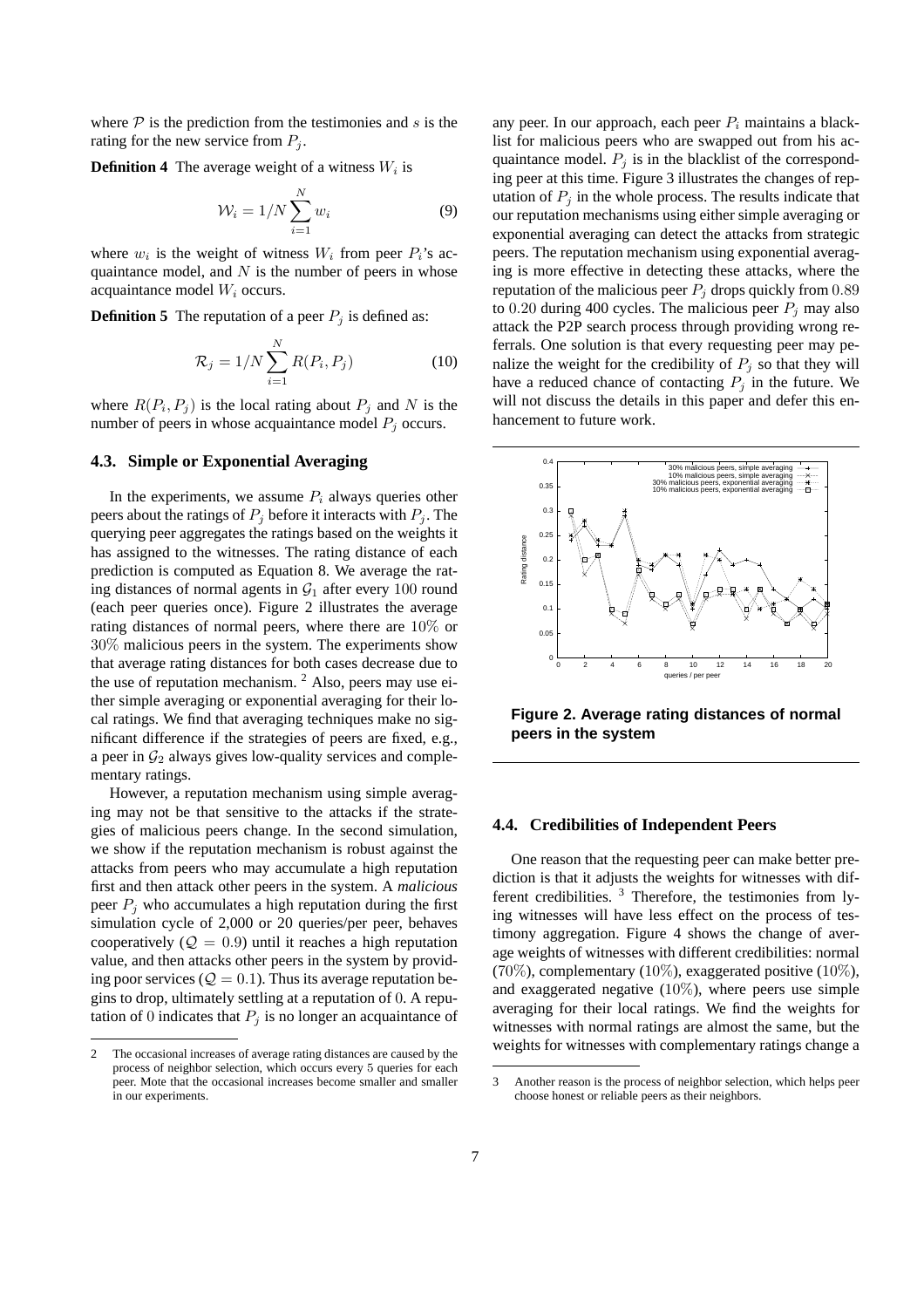where $\mathcal{P}$ is the prediction from the testimonies and $s$ is the rating for the new service from $P_j$.

**Definition 4** The average weight of a witness $W_i$ is

$$\mathcal{W}_i = 1/N \sum_{i=1}^{N} w_i \qquad (9)$$

where $w_i$ is the weight of witness $W_i$ from peer $P_i$'s acquaintance model, and $N$ is the number of peers in whose acquaintance model $W_i$ occurs.

**Definition 5** The reputation of a peer $P_j$ is defined as:

$$\mathcal{R}_j = 1/N \sum_{i=1}^{N} R(P_i, P_j) \qquad (10)$$

where $R(P_i, P_j)$ is the local rating about $P_j$ and $N$ is the number of peers in whose acquaintance model $P_j$ occurs.

### 4.3. Simple or Exponential Averaging

In the experiments, we assume $P_i$ always queries other peers about the ratings of $P_j$ before it interacts with $P_j$. The querying peer aggregates the ratings based on the weights it has assigned to the witnesses. The rating distance of each prediction is computed as Equation 8. We average the rating distances of normal agents in $\mathcal{G}_1$ after every $100$ round (each peer queries once). Figure 2 illustrates the average rating distances of normal peers, where there are $10\%$ or $30\%$ malicious peers in the system. The experiments show that average rating distances for both cases decrease due to the use of reputation mechanism. [2] Also, peers may use either simple averaging or exponential averaging for their local ratings. We find that averaging techniques make no significant difference if the strategies of peers are fixed, e.g., a peer in $\mathcal{G}_2$ always gives low-quality services and complementary ratings.

However, a reputation mechanism using simple averaging may not be that sensitive to the attacks if the strategies of malicious peers change. In the second simulation, we show if the reputation mechanism is robust against the attacks from peers who may accumulate a high reputation first and then attack other peers in the system. A *malicious* peer $P_j$ who accumulates a high reputation during the first simulation cycle of 2,000 or 20 queries/per peer, behaves cooperatively ($\mathcal{Q} = 0.9$) until it reaches a high reputation value, and then attacks other peers in the system by providing poor services ($\mathcal{Q} = 0.1$). Thus its average reputation begins to drop, ultimately settling at a reputation of $0$. A reputation of $0$ indicates that $P_j$ is no longer an acquaintance of any peer. In our approach, each peer $P_i$ maintains a blacklist for malicious peers who are swapped out from his acquaintance model. $P_j$ is in the blacklist of the corresponding peer at this time. Figure 3 illustrates the changes of reputation of $P_j$ in the whole process. The results indicate that our reputation mechanisms using either simple averaging or exponential averaging can detect the attacks from strategic peers. The reputation mechanism using exponential averaging is more effective in detecting these attacks, where the reputation of the malicious peer $P_j$ drops quickly from $0.89$ to $0.20$ during 400 cycles. The malicious peer $P_j$ may also attack the P2P search process through providing wrong referrals. One solution is that every requesting peer may penalize the weight for the credibility of $P_j$ so that they will have a reduced chance of contacting $P_j$ in the future. We will not discuss the details in this paper and defer this enhancement to future work.

**Figure 2. Average rating distances of normal peers in the system**

### 4.4. Credibilities of Independent Peers

One reason that the requesting peer can make better prediction is that it adjusts the weights for witnesses with different credibilities. [3] Therefore, the testimonies from lying witnesses will have less effect on the process of testimony aggregation. Figure 4 shows the change of average weights of witnesses with different credibilities: normal ($70\%$), complementary ($10\%$), exaggerated positive ($10\%$), and exaggerated negative ($10\%$), where peers use simple averaging for their local ratings. We find the weights for witnesses with normal ratings are almost the same, but the weights for witnesses with complementary ratings change a

---

2 The occasional increases of average rating distances are caused by the process of neighbor selection, which occurs every $5$ queries for each peer. Mote that the occasional increases become smaller and smaller in our experiments.

3 Another reason is the process of neighbor selection, which helps peer choose honest or reliable peers as their neighbors.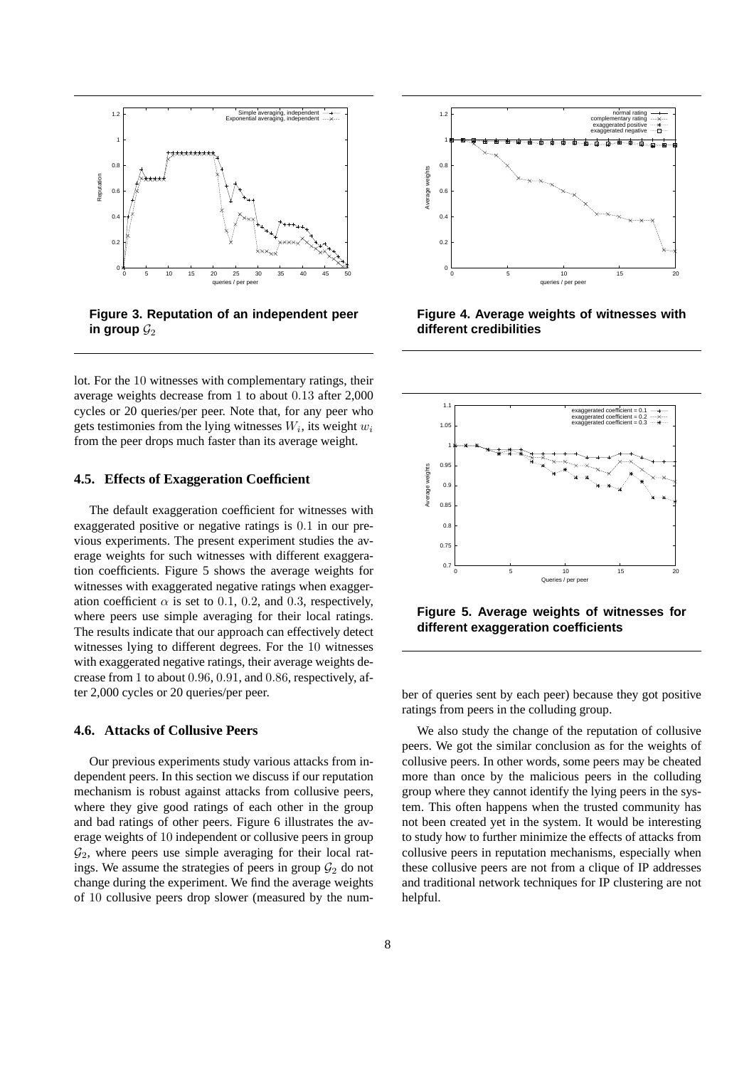Figure 3. Reputation of an independent peer in group $\mathcal{G}_2$

Figure 4. Average weights of witnesses with different credibilities

Figure 5. Average weights of witnesses for different exaggeration coefficients

lot. For the 10 witnesses with complementary ratings, their average weights decrease from 1 to about 0.13 after 2,000 cycles or 20 queries/per peer. Note that, for any peer who gets testimonies from the lying witnesses $W_i$, its weight $w_i$ from the peer drops much faster than its average weight.

### 4.5. Effects of Exaggeration Coefficient

The default exaggeration coefficient for witnesses with exaggerated positive or negative ratings is 0.1 in our previous experiments. The present experiment studies the average weights for such witnesses with different exaggeration coefficients. Figure 5 shows the average weights for witnesses with exaggerated negative ratings when exaggeration coefficient $\alpha$ is set to 0.1, 0.2, and 0.3, respectively, where peers use simple averaging for their local ratings. The results indicate that our approach can effectively detect witnesses lying to different degrees. For the 10 witnesses with exaggerated negative ratings, their average weights decrease from 1 to about 0.96, 0.91, and 0.86, respectively, after 2,000 cycles or 20 queries/per peer.

### 4.6. Attacks of Collusive Peers

Our previous experiments study various attacks from independent peers. In this section we discuss if our reputation mechanism is robust against attacks from collusive peers, where they give good ratings of each other in the group and bad ratings of other peers. Figure 6 illustrates the average weights of 10 independent or collusive peers in group $\mathcal{G}_2$, where peers use simple averaging for their local ratings. We assume the strategies of peers in group $\mathcal{G}_2$ do not change during the experiment. We find the average weights of 10 collusive peers drop slower (measured by the number of queries sent by each peer) because they got positive ratings from peers in the colluding group.

We also study the change of the reputation of collusive peers. We got the similar conclusion as for the weights of collusive peers. In other words, some peers may be cheated more than once by the malicious peers in the colluding group where they cannot identify the lying peers in the system. This often happens when the trusted community has not been created yet in the system. It would be interesting to study how to further minimize the effects of attacks from collusive peers in reputation mechanisms, especially when these collusive peers are not from a clique of IP addresses and traditional network techniques for IP clustering are not helpful.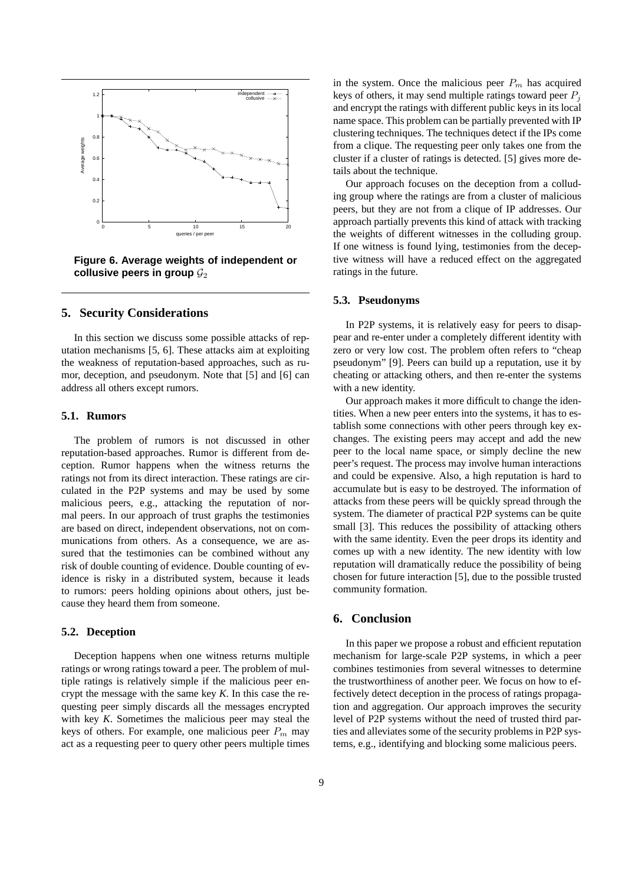Figure 6. Average weights of independent or collusive peers in group $\mathcal{G}_2$

## 5. Security Considerations

In this section we discuss some possible attacks of reputation mechanisms [5, 6]. These attacks aim at exploiting the weakness of reputation-based approaches, such as rumor, deception, and pseudonym. Note that [5] and [6] can address all others except rumors.

### 5.1. Rumors

The problem of rumors is not discussed in other reputation-based approaches. Rumor is different from deception. Rumor happens when the witness returns the ratings not from its direct interaction. These ratings are circulated in the P2P systems and may be used by some malicious peers, e.g., attacking the reputation of normal peers. In our approach of trust graphs the testimonies are based on direct, independent observations, not on communications from others. As a consequence, we are assured that the testimonies can be combined without any risk of double counting of evidence. Double counting of evidence is risky in a distributed system, because it leads to rumors: peers holding opinions about others, just because they heard them from someone.

### 5.2. Deception

Deception happens when one witness returns multiple ratings or wrong ratings toward a peer. The problem of multiple ratings is relatively simple if the malicious peer encrypt the message with the same key *K*. In this case the requesting peer simply discards all the messages encrypted with key *K*. Sometimes the malicious peer may steal the keys of others. For example, one malicious peer $P_m$ may act as a requesting peer to query other peers multiple times in the system. Once the malicious peer $P_m$ has acquired keys of others, it may send multiple ratings toward peer $P_j$ and encrypt the ratings with different public keys in its local name space. This problem can be partially prevented with IP clustering techniques. The techniques detect if the IPs come from a clique. The requesting peer only takes one from the cluster if a cluster of ratings is detected. [5] gives more details about the technique.

Our approach focuses on the deception from a colluding group where the ratings are from a cluster of malicious peers, but they are not from a clique of IP addresses. Our approach partially prevents this kind of attack with tracking the weights of different witnesses in the colluding group. If one witness is found lying, testimonies from the deceptive witness will have a reduced effect on the aggregated ratings in the future.

### 5.3. Pseudonyms

In P2P systems, it is relatively easy for peers to disappear and re-enter under a completely different identity with zero or very low cost. The problem often refers to "cheap pseudonym" [9]. Peers can build up a reputation, use it by cheating or attacking others, and then re-enter the systems with a new identity.

Our approach makes it more difficult to change the identities. When a new peer enters into the systems, it has to establish some connections with other peers through key exchanges. The existing peers may accept and add the new peer to the local name space, or simply decline the new peer's request. The process may involve human interactions and could be expensive. Also, a high reputation is hard to accumulate but is easy to be destroyed. The information of attacks from these peers will be quickly spread through the system. The diameter of practical P2P systems can be quite small [3]. This reduces the possibility of attacking others with the same identity. Even the peer drops its identity and comes up with a new identity. The new identity with low reputation will dramatically reduce the possibility of being chosen for future interaction [5], due to the possible trusted community formation.

## 6. Conclusion

In this paper we propose a robust and efficient reputation mechanism for large-scale P2P systems, in which a peer combines testimonies from several witnesses to determine the trustworthiness of another peer. We focus on how to effectively detect deception in the process of ratings propagation and aggregation. Our approach improves the security level of P2P systems without the need of trusted third parties and alleviates some of the security problems in P2P systems, e.g., identifying and blocking some malicious peers.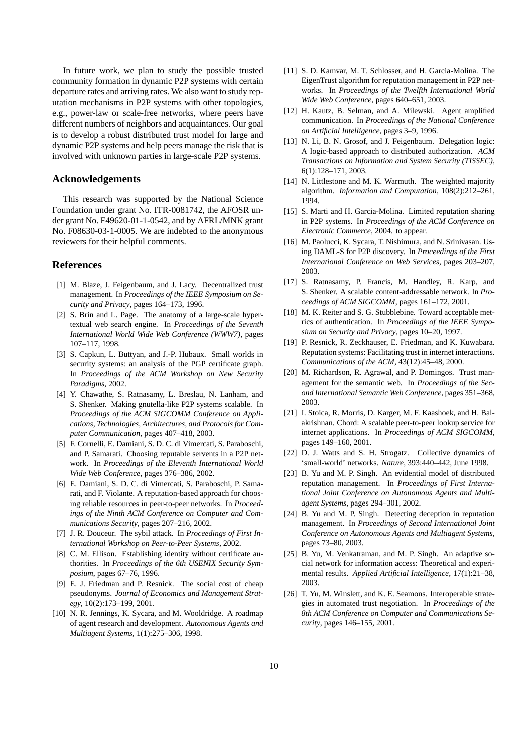In future work, we plan to study the possible trusted community formation in dynamic P2P systems with certain departure rates and arriving rates. We also want to study reputation mechanisms in P2P systems with other topologies, e.g., power-law or scale-free networks, where peers have different numbers of neighbors and acquaintances. Our goal is to develop a robust distributed trust model for large and dynamic P2P systems and help peers manage the risk that is involved with unknown parties in large-scale P2P systems.

## Acknowledgements

This research was supported by the National Science Foundation under grant No. ITR-0081742, the AFOSR under grant No. F49620-01-1-0542, and by AFRL/MNK grant No. F08630-03-1-0005. We are indebted to the anonymous reviewers for their helpful comments.

## References

[1] M. Blaze, J. Feigenbaum, and J. Lacy. Decentralized trust management. In *Proceedings of the IEEE Symposium on Security and Privacy*, pages 164–173, 1996.

[2] S. Brin and L. Page. The anatomy of a large-scale hypertextual web search engine. In *Proceedings of the Seventh International World Wide Web Conference (WWW7)*, pages 107–117, 1998.

[3] S. Capkun, L. Buttyan, and J.-P. Hubaux. Small worlds in security systems: an analysis of the PGP certificate graph. In *Proceedings of the ACM Workshop on New Security Paradigms*, 2002.

[4] Y. Chawathe, S. Ratnasamy, L. Breslau, N. Lanham, and S. Shenker. Making gnutella-like P2P systems scalable. In *Proceedings of the ACM SIGCOMM Conference on Applications, Technologies, Architectures, and Protocols for Computer Communication*, pages 407–418, 2003.

[5] F. Cornelli, E. Damiani, S. D. C. di Vimercati, S. Paraboschi, and P. Samarati. Choosing reputable servents in a P2P network. In *Proceedings of the Eleventh International World Wide Web Conference*, pages 376–386, 2002.

[6] E. Damiani, S. D. C. di Vimercati, S. Paraboschi, P. Samarati, and F. Violante. A reputation-based approach for choosing reliable resources in peer-to-peer networks. In *Proceedings of the Ninth ACM Conference on Computer and Communications Security*, pages 207–216, 2002.

[7] J. R. Douceur. The sybil attack. In *Proceedings of First International Workshop on Peer-to-Peer Systems*, 2002.

[8] C. M. Ellison. Establishing identity without certificate authorities. In *Proceedings of the 6th USENIX Security Symposium*, pages 67–76, 1996.

[9] E. J. Friedman and P. Resnick. The social cost of cheap pseudonyms. *Journal of Economics and Management Strategy*, 10(2):173–199, 2001.

[10] N. R. Jennings, K. Sycara, and M. Wooldridge. A roadmap of agent research and development. *Autonomous Agents and Multiagent Systems*, 1(1):275–306, 1998.

[11] S. D. Kamvar, M. T. Schlosser, and H. Garcia-Molina. The EigenTrust algorithm for reputation management in P2P networks. In *Proceedings of the Twelfth International World Wide Web Conference*, pages 640–651, 2003.

[12] H. Kautz, B. Selman, and A. Milewski. Agent amplified communication. In *Proceedings of the National Conference on Artificial Intelligence*, pages 3–9, 1996.

[13] N. Li, B. N. Grosof, and J. Feigenbaum. Delegation logic: A logic-based approach to distributed authorization. *ACM Transactions on Information and System Security (TISSEC)*, 6(1):128–171, 2003.

[14] N. Littlestone and M. K. Warmuth. The weighted majority algorithm. *Information and Computation*, 108(2):212–261, 1994.

[15] S. Marti and H. Garcia-Molina. Limited reputation sharing in P2P systems. In *Proceedings of the ACM Conference on Electronic Commerce*, 2004. to appear.

[16] M. Paolucci, K. Sycara, T. Nishimura, and N. Srinivasan. Using DAML-S for P2P discovery. In *Proceedings of the First International Conference on Web Services*, pages 203–207, 2003.

[17] S. Ratnasamy, P. Francis, M. Handley, R. Karp, and S. Shenker. A scalable content-addressable network. In *Proceedings of ACM SIGCOMM*, pages 161–172, 2001.

[18] M. K. Reiter and S. G. Stubblebine. Toward acceptable metrics of authentication. In *Proceedings of the IEEE Symposium on Security and Privacy*, pages 10–20, 1997.

[19] P. Resnick, R. Zeckhauser, E. Friedman, and K. Kuwabara. Reputation systems: Facilitating trust in internet interactions. *Communications of the ACM*, 43(12):45–48, 2000.

[20] M. Richardson, R. Agrawal, and P. Domingos. Trust management for the semantic web. In *Proceedings of the Second International Semantic Web Conference*, pages 351–368, 2003.

[21] I. Stoica, R. Morris, D. Karger, M. F. Kaashoek, and H. Balakrishnan. Chord: A scalable peer-to-peer lookup service for internet applications. In *Proceedings of ACM SIGCOMM*, pages 149–160, 2001.

[22] D. J. Watts and S. H. Strogatz. Collective dynamics of 'small-world' networks. *Nature*, 393:440–442, June 1998.

[23] B. Yu and M. P. Singh. An evidential model of distributed reputation management. In *Proceedings of First International Joint Conference on Autonomous Agents and Multiagent Systems*, pages 294–301, 2002.

[24] B. Yu and M. P. Singh. Detecting deception in reputation management. In *Proceedings of Second International Joint Conference on Autonomous Agents and Multiagent Systems*, pages 73–80, 2003.

[25] B. Yu, M. Venkatraman, and M. P. Singh. An adaptive social network for information access: Theoretical and experimental results. *Applied Artificial Intelligence*, 17(1):21–38, 2003.

[26] T. Yu, M. Winslett, and K. E. Seamons. Interoperable strategies in automated trust negotiation. In *Proceedings of the 8th ACM Conference on Computer and Communications Security*, pages 146–155, 2001.